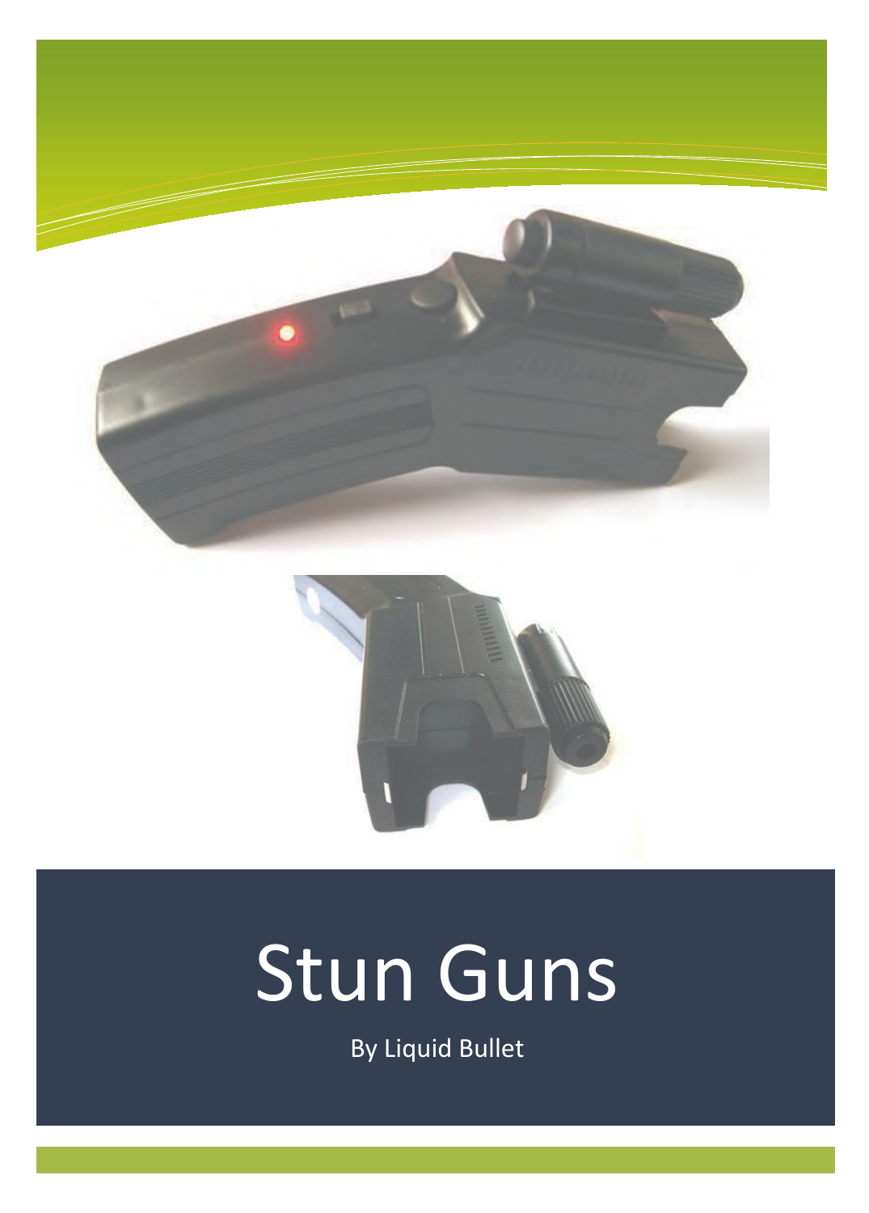# Stun Guns

By Liquid Bullet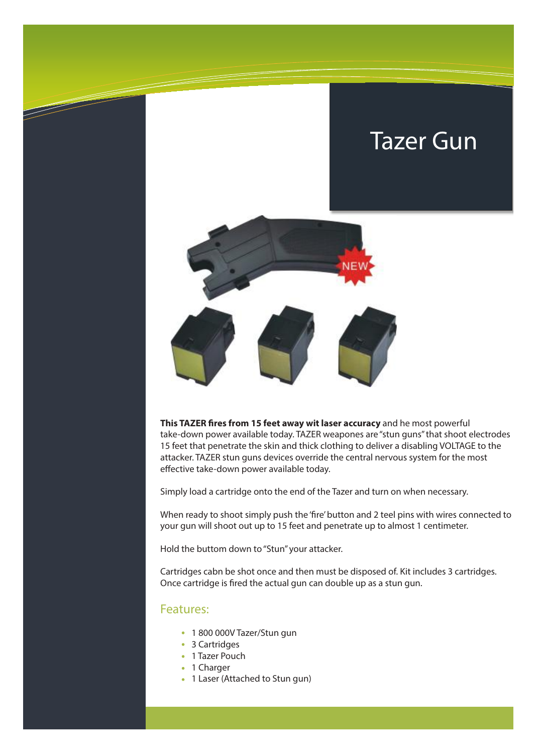# Tazer Gun

**This TAZER fires from 15 feet away wit laser accuracy** and he most powerful take-down power available today. TAZER weapones are "stun guns" that shoot electrodes 15 feet that penetrate the skin and thick clothing to deliver a disabling VOLTAGE to the attacker. TAZER stun guns devices override the central nervous system for the most effective take-down power available today.

Simply load a cartridge onto the end of the Tazer and turn on when necessary.

When ready to shoot simply push the 'fire' button and 2 teel pins with wires connected to your gun will shoot out up to 15 feet and penetrate up to almost 1 centimeter.

Hold the buttom down to "Stun" your attacker.

Cartridges cabn be shot once and then must be disposed of. Kit includes 3 cartridges. Once cartridge is fired the actual gun can double up as a stun gun.

## Features:

- 1 800 000V Tazer/Stun gun
- 3 Cartridges
- 1 Tazer Pouch
- 1 Charger
- 1 Laser (Attached to Stun gun)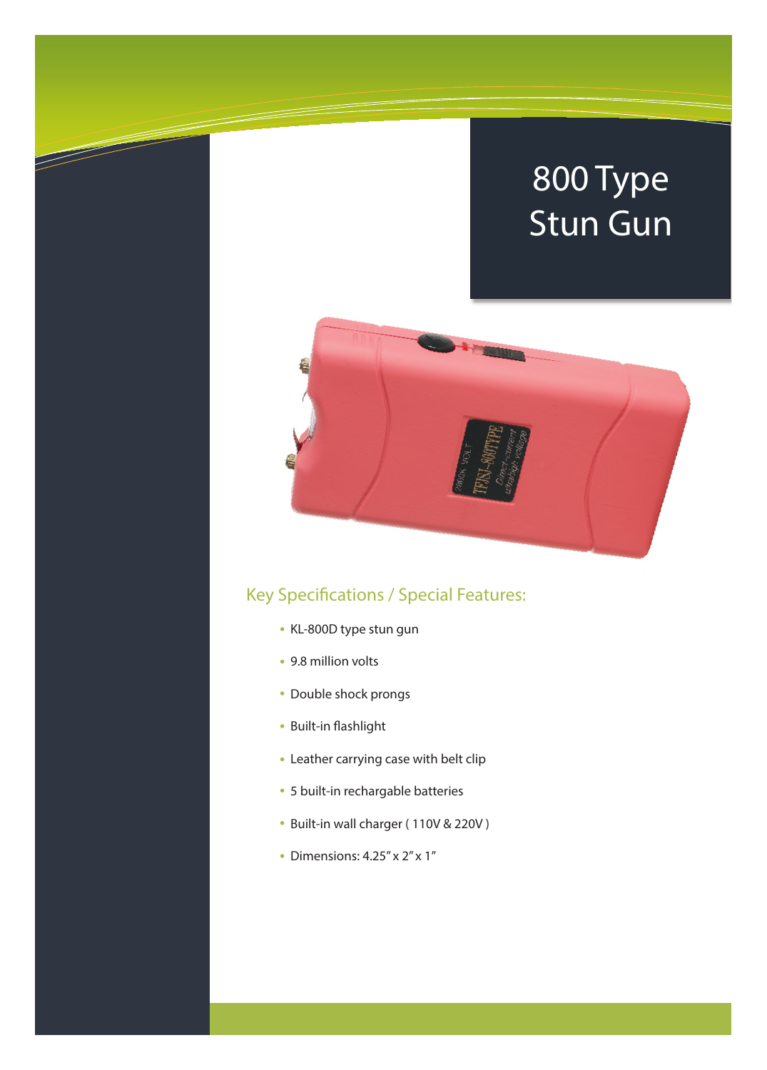# 800 Type Stun Gun

## Key Specifications / Special Features:

- KL-800D type stun gun
- 9.8 million volts
- Double shock prongs
- Built-in flashlight
- Leather carrying case with belt clip
- 5 built-in rechargable batteries
- Built-in wall charger ( 110V & 220V )
- Dimensions: 4.25" x 2" x 1"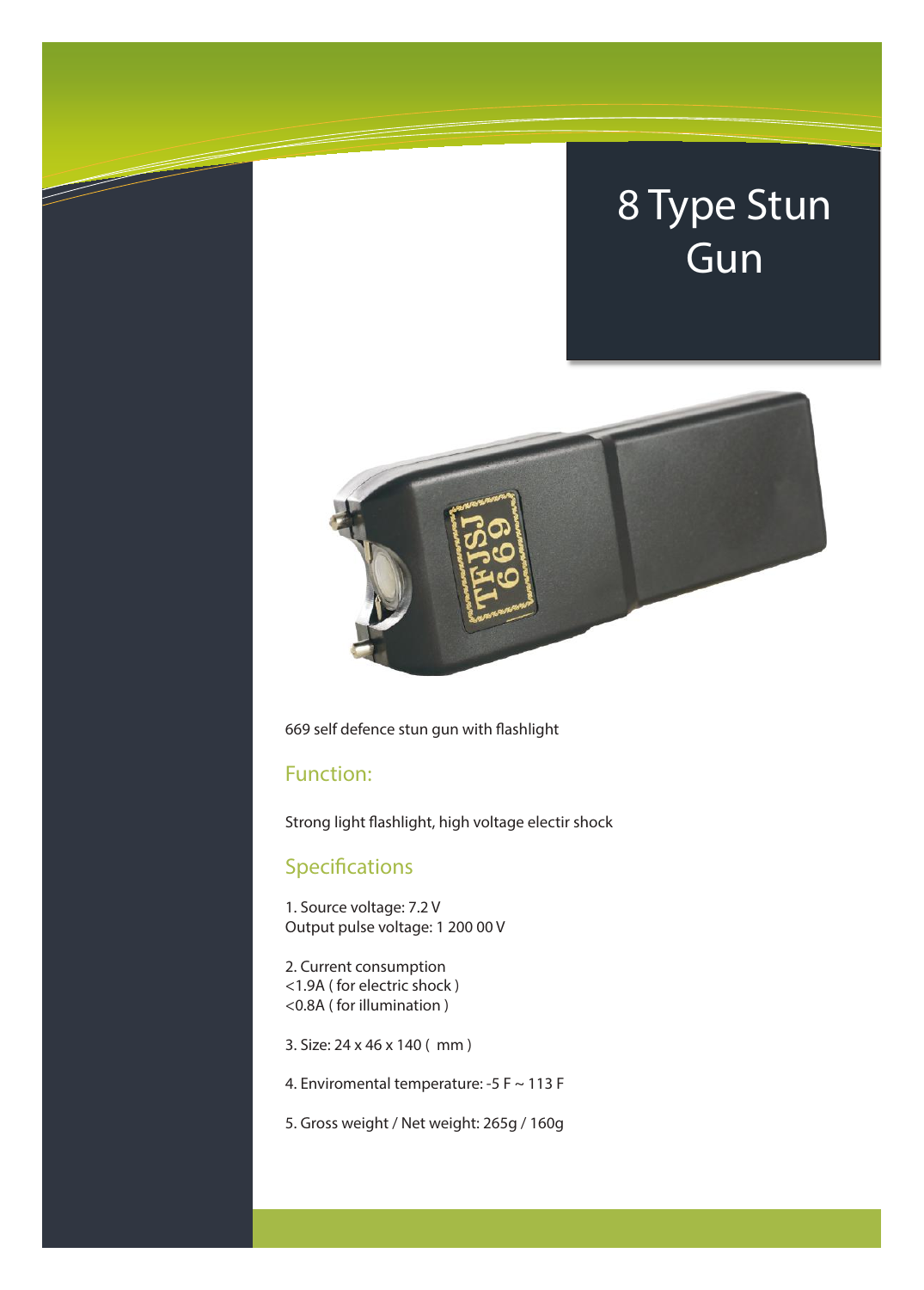# 8 Type Stun Gun

669 self defence stun gun with flashlight

## Function:

Strong light flashlight, high voltage electir shock

## Specifications

1. Source voltage: 7.2 V
Output pulse voltage: 1 200 00 V

2. Current consumption
<1.9A ( for electric shock )
<0.8A ( for illumination )

3. Size: 24 x 46 x 140 ( mm )

4. Enviromental temperature: -5 F ~ 113 F

5. Gross weight / Net weight: 265g / 160g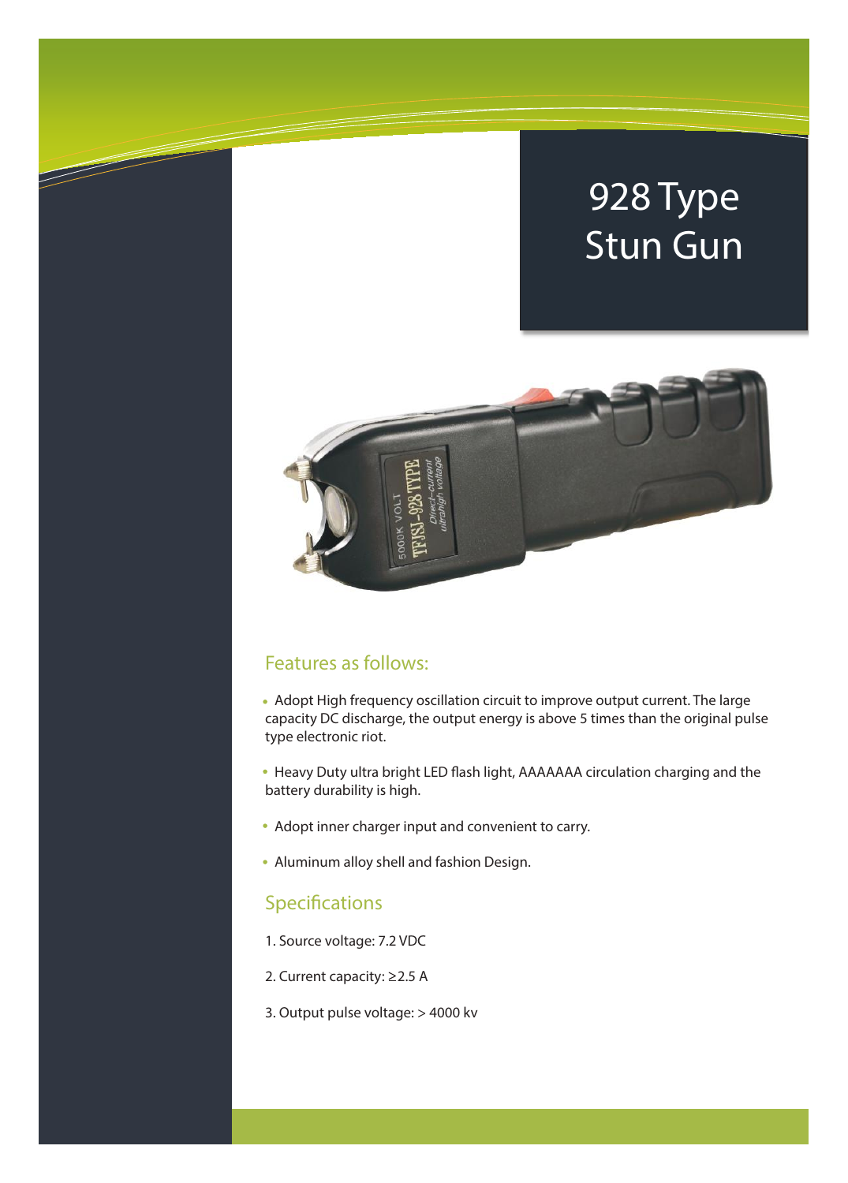# 928 Type Stun Gun

## Features as follows:

- Adopt High frequency oscillation circuit to improve output current. The large capacity DC discharge, the output energy is above 5 times than the original pulse type electronic riot.
- Heavy Duty ultra bright LED flash light, AAAAAAA circulation charging and the battery durability is high.
- Adopt inner charger input and convenient to carry.
- Aluminum alloy shell and fashion Design.

## Specifications

1. Source voltage: 7.2 VDC
2. Current capacity: ≥2.5 A
3. Output pulse voltage: > 4000 kv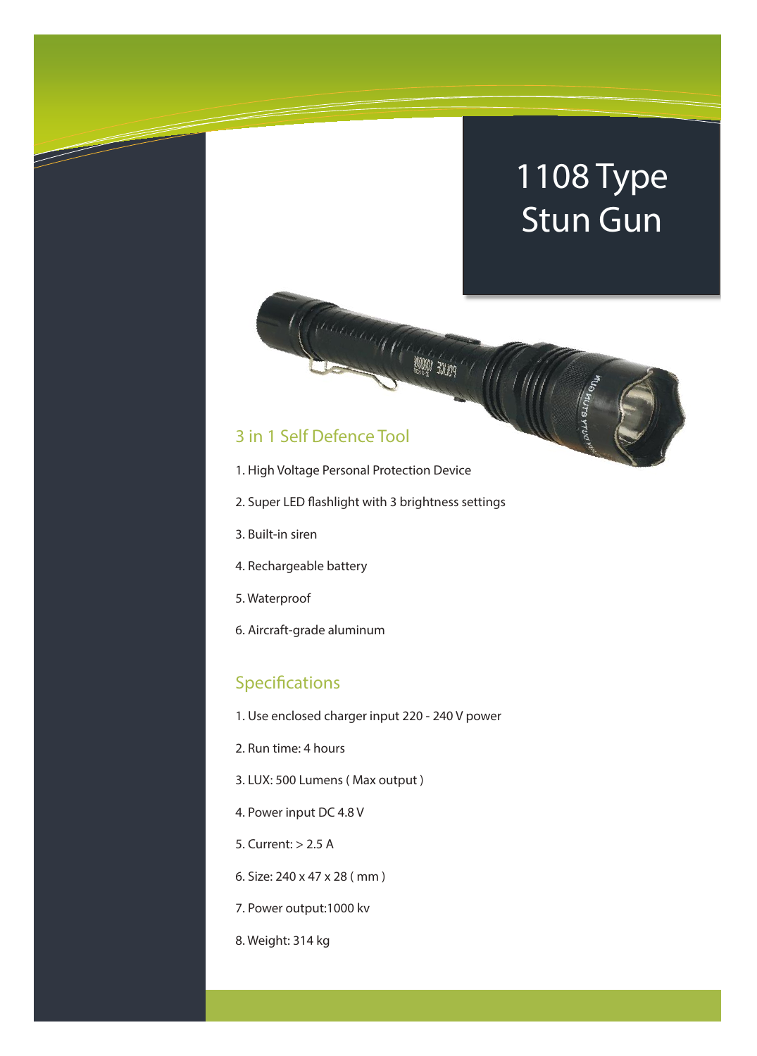# 1108 Type Stun Gun

## 3 in 1 Self Defence Tool

1. High Voltage Personal Protection Device
2. Super LED flashlight with 3 brightness settings
3. Built-in siren
4. Rechargeable battery
5. Waterproof
6. Aircraft-grade aluminum

## Specifications

1. Use enclosed charger input 220 - 240 V power
2. Run time: 4 hours
3. LUX: 500 Lumens ( Max output )
4. Power input DC 4.8 V
5. Current: > 2.5 A
6. Size: 240 x 47 x 28 ( mm )
7. Power output:1000 kv
8. Weight: 314 kg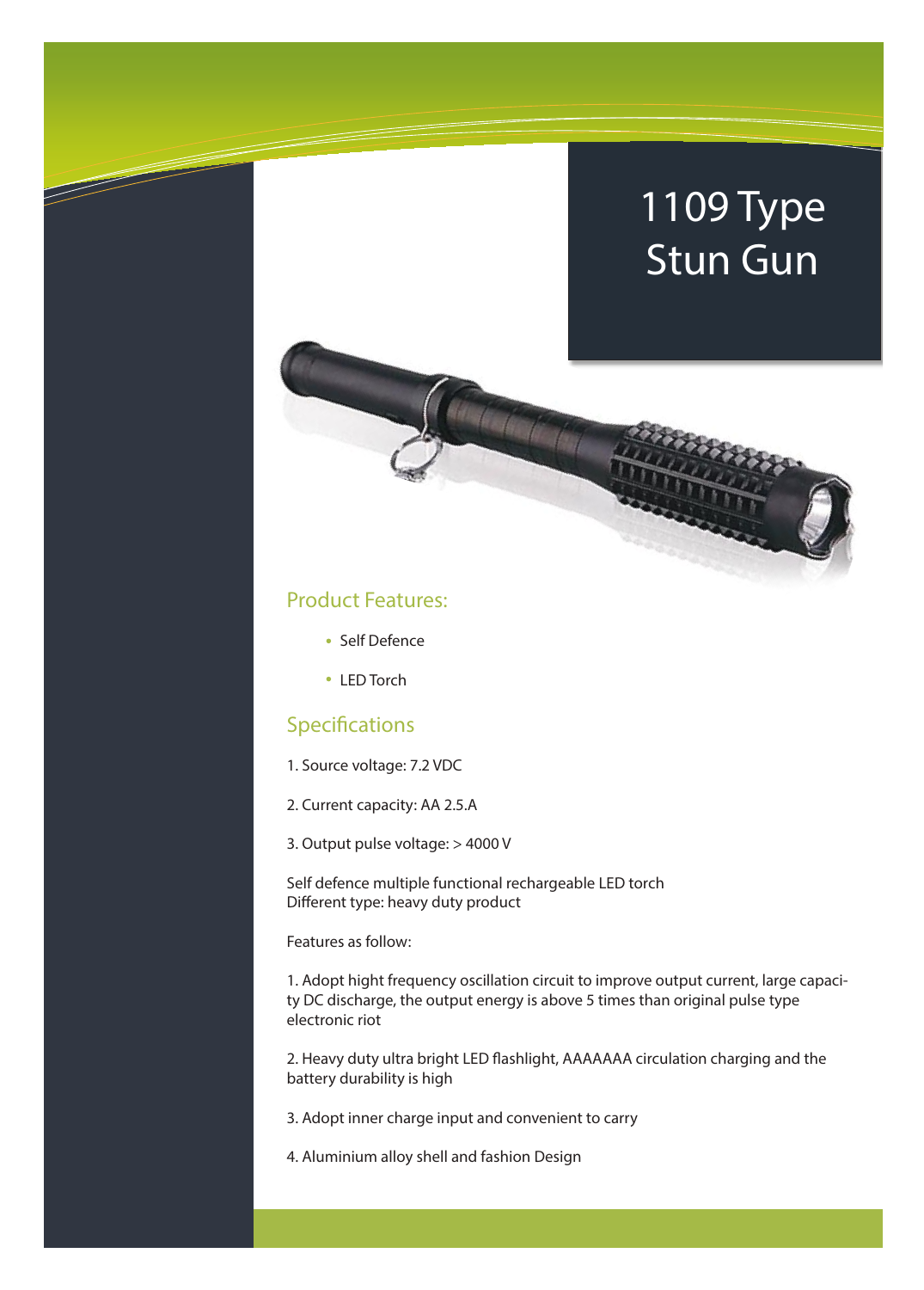# 1109 Type Stun Gun

## Product Features:

- Self Defence
- LED Torch

## Specifications

1. Source voltage: 7.2 VDC
2. Current capacity: AA 2.5.A
3. Output pulse voltage: > 4000 V

Self defence multiple functional rechargeable LED torch
Different type: heavy duty product

Features as follow:

1. Adopt hight frequency oscillation circuit to improve output current, large capacity DC discharge, the output energy is above 5 times than original pulse type electronic riot
2. Heavy duty ultra bright LED flashlight, AAAAAAA circulation charging and the battery durability is high
3. Adopt inner charge input and convenient to carry
4. Aluminium alloy shell and fashion Design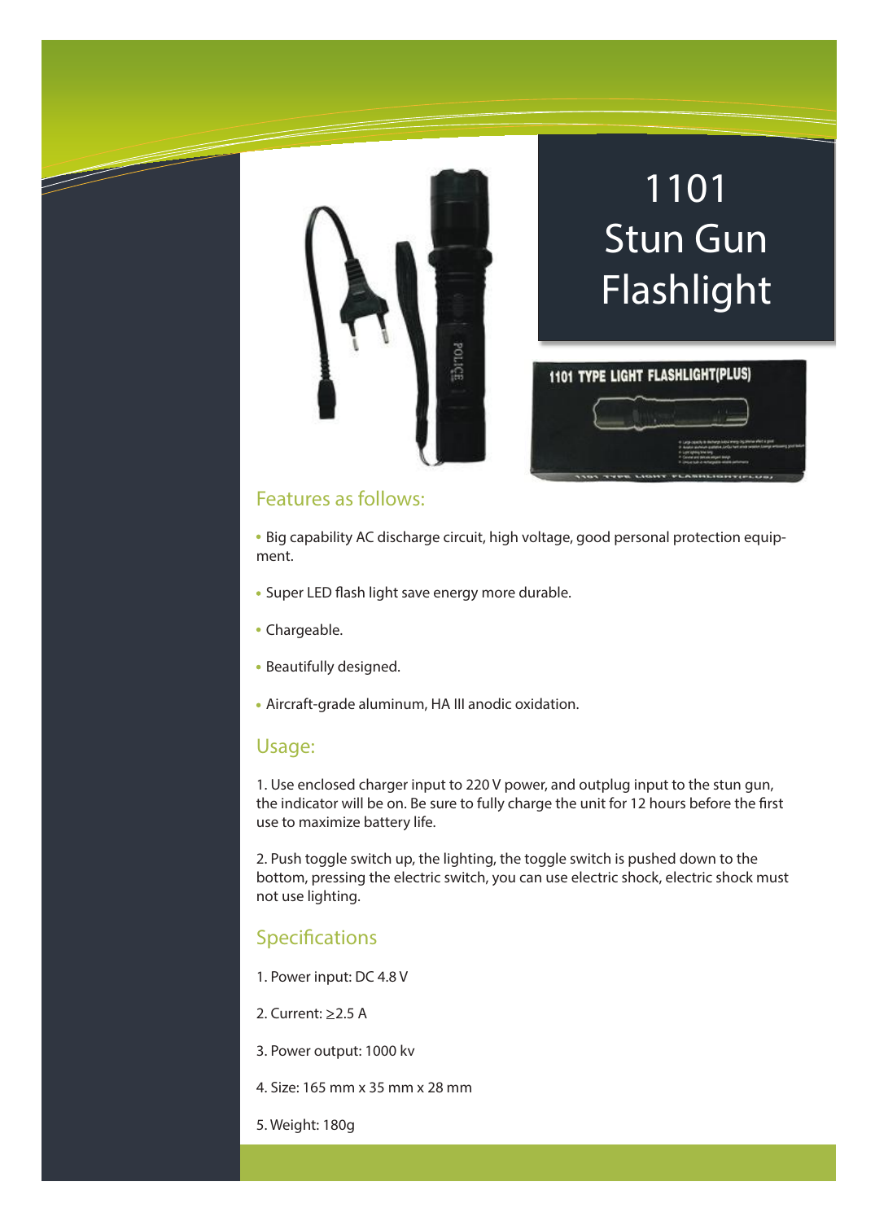# 1101 Stun Gun Flashlight

## Features as follows:

- Big capability AC discharge circuit, high voltage, good personal protection equipment.
- Super LED flash light save energy more durable.
- Chargeable.
- Beautifully designed.
- Aircraft-grade aluminum, HA III anodic oxidation.

## Usage:

1. Use enclosed charger input to 220 V power, and outplug input to the stun gun, the indicator will be on. Be sure to fully charge the unit for 12 hours before the first use to maximize battery life.

2. Push toggle switch up, the lighting, the toggle switch is pushed down to the bottom, pressing the electric switch, you can use electric shock, electric shock must not use lighting.

## Specifications

1. Power input: DC 4.8 V
2. Current: ≥2.5 A
3. Power output: 1000 kv
4. Size: 165 mm x 35 mm x 28 mm
5. Weight: 180g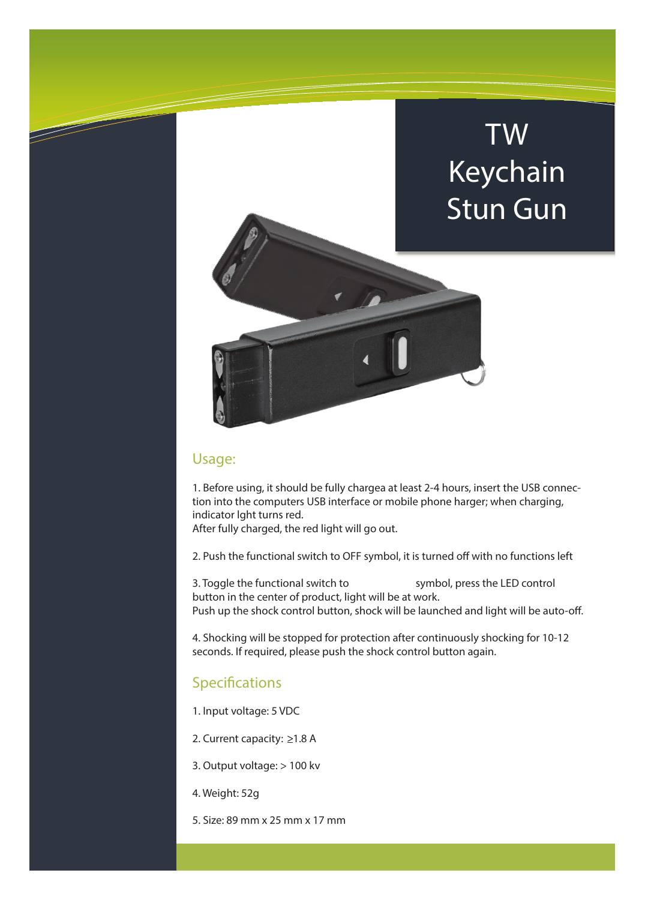# TW Keychain Stun Gun

## Usage:

1. Before using, it should be fully chargea at least 2-4 hours, insert the USB connection into the computers USB interface or mobile phone harger; when charging, indicator lght turns red.
After fully charged, the red light will go out.

2. Push the functional switch to OFF symbol, it is turned off with no functions left

3. Toggle the functional switch to symbol, press the LED control button in the center of product, light will be at work.
Push up the shock control button, shock will be launched and light will be auto-off.

4. Shocking will be stopped for protection after continuously shocking for 10-12 seconds. If required, please push the shock control button again.

## Specifications

1. Input voltage: 5 VDC

2. Current capacity: ≥1.8 A

3. Output voltage: > 100 kv

4. Weight: 52g

5. Size: 89 mm x 25 mm x 17 mm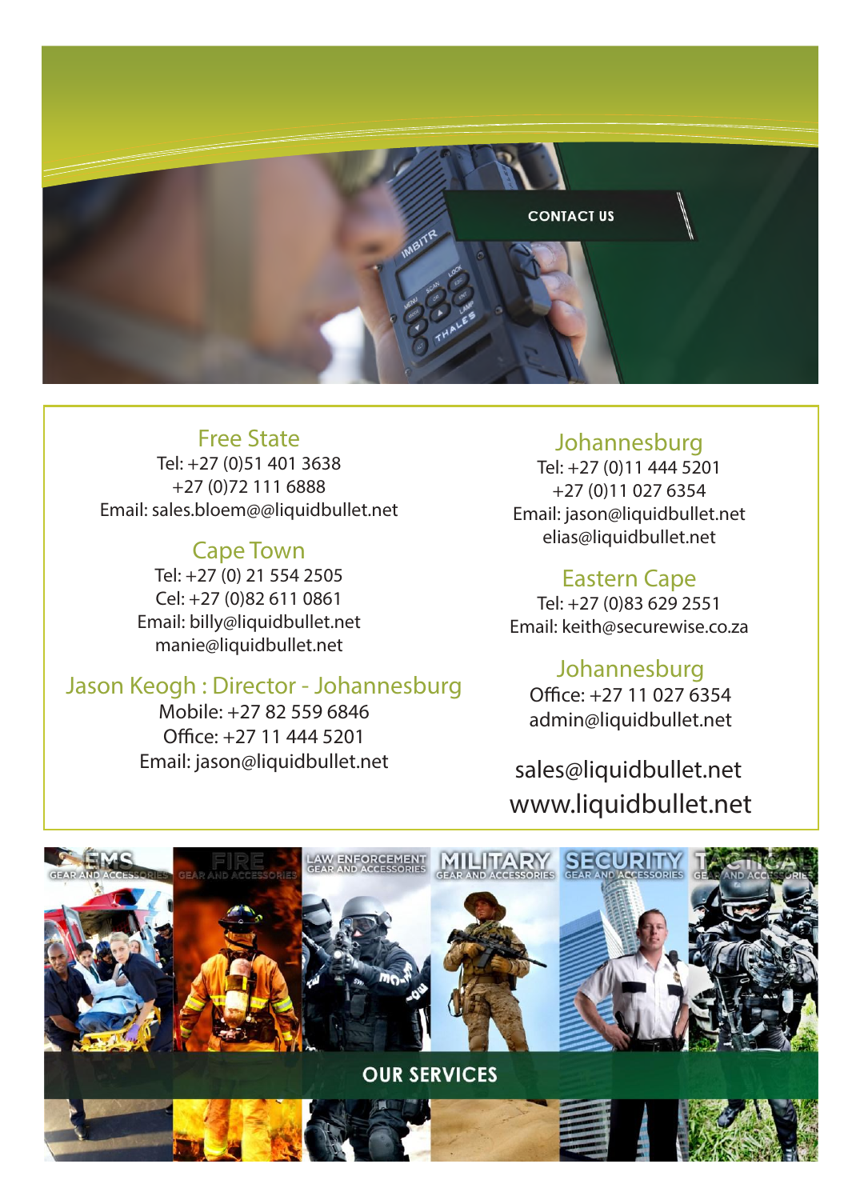## CONTACT US

### Free State

Tel: +27 (0)51 401 3638
+27 (0)72 111 6888
Email: sales.bloem@@liquidbullet.net

### Cape Town

Tel: +27 (0) 21 554 2505
Cel: +27 (0)82 611 0861
Email: billy@liquidbullet.net
manie@liquidbullet.net

### Jason Keogh : Director - Johannesburg

Mobile: +27 82 559 6846
Office: +27 11 444 5201
Email: jason@liquidbullet.net

### Johannesburg

Tel: +27 (0)11 444 5201
+27 (0)11 027 6354
Email: jason@liquidbullet.net
elias@liquidbullet.net

### Eastern Cape

Tel: +27 (0)83 629 2551
Email: keith@securewise.co.za

### Johannesburg

Office: +27 11 027 6354
admin@liquidbullet.net

sales@liquidbullet.net
www.liquidbullet.net

EMS GEAR AND ACCESSORIES
FIRE GEAR AND ACCESSORIES
LAW ENFORCEMENT GEAR AND ACCESSORIES
MILITARY GEAR AND ACCESSORIES
SECURITY GEAR AND ACCESSORIES
TACTICAL GEAR AND ACCESSORIES

## OUR SERVICES